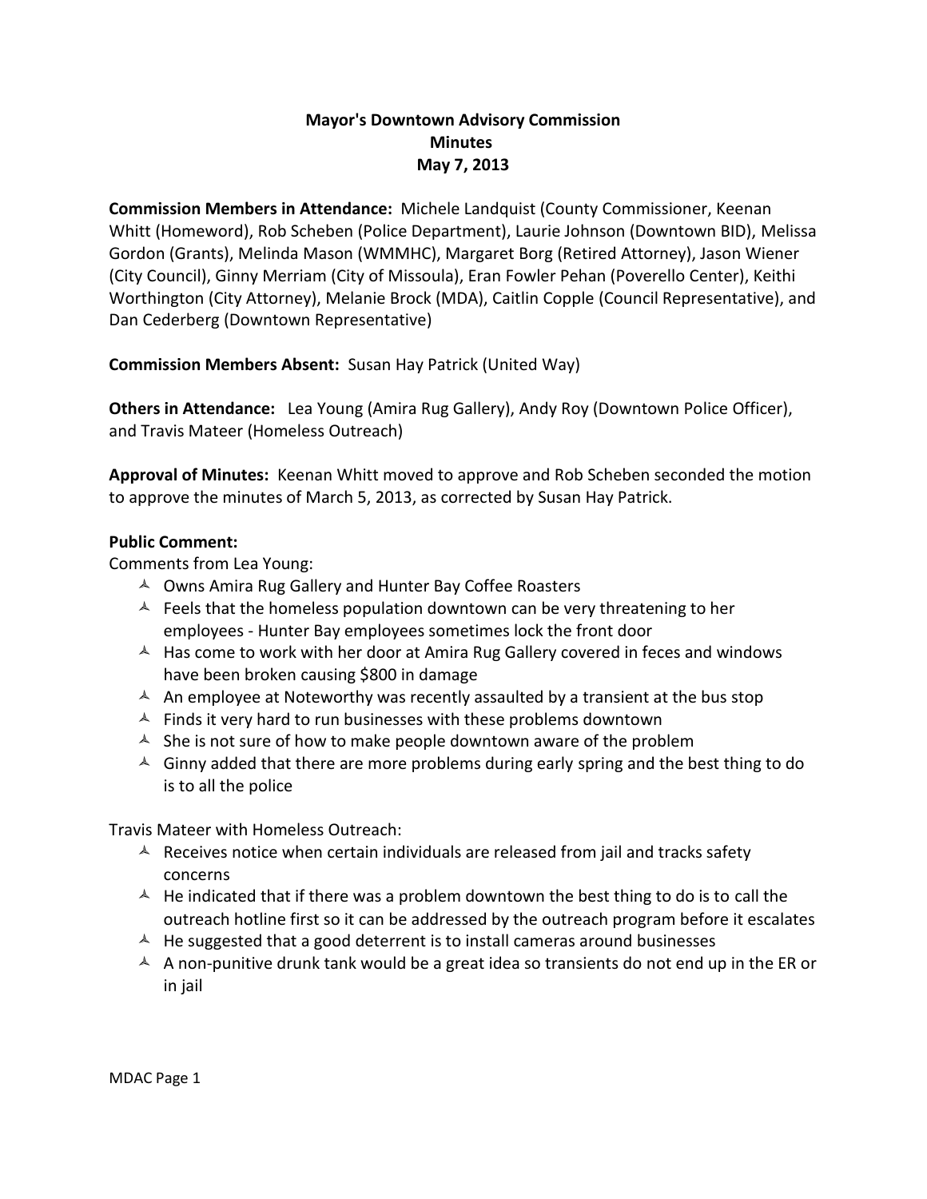# Mayor's Downtown Advisory Commission
## Minutes
## May 7, 2013

**Commission Members in Attendance:** Michele Landquist (County Commissioner, Keenan Whitt (Homeword), Rob Scheben (Police Department), Laurie Johnson (Downtown BID), Melissa Gordon (Grants), Melinda Mason (WMMHC), Margaret Borg (Retired Attorney), Jason Wiener (City Council), Ginny Merriam (City of Missoula), Eran Fowler Pehan (Poverello Center), Keithi Worthington (City Attorney), Melanie Brock (MDA), Caitlin Copple (Council Representative), and Dan Cederberg (Downtown Representative)

**Commission Members Absent:** Susan Hay Patrick (United Way)

**Others in Attendance:** Lea Young (Amira Rug Gallery), Andy Roy (Downtown Police Officer), and Travis Mateer (Homeless Outreach)

**Approval of Minutes:** Keenan Whitt moved to approve and Rob Scheben seconded the motion to approve the minutes of March 5, 2013, as corrected by Susan Hay Patrick.

**Public Comment:**

Comments from Lea Young:

- Owns Amira Rug Gallery and Hunter Bay Coffee Roasters
- Feels that the homeless population downtown can be very threatening to her employees - Hunter Bay employees sometimes lock the front door
- Has come to work with her door at Amira Rug Gallery covered in feces and windows have been broken causing $800 in damage
- An employee at Noteworthy was recently assaulted by a transient at the bus stop
- Finds it very hard to run businesses with these problems downtown
- She is not sure of how to make people downtown aware of the problem
- Ginny added that there are more problems during early spring and the best thing to do is to all the police

Travis Mateer with Homeless Outreach:

- Receives notice when certain individuals are released from jail and tracks safety concerns
- He indicated that if there was a problem downtown the best thing to do is to call the outreach hotline first so it can be addressed by the outreach program before it escalates
- He suggested that a good deterrent is to install cameras around businesses
- A non-punitive drunk tank would be a great idea so transients do not end up in the ER or in jail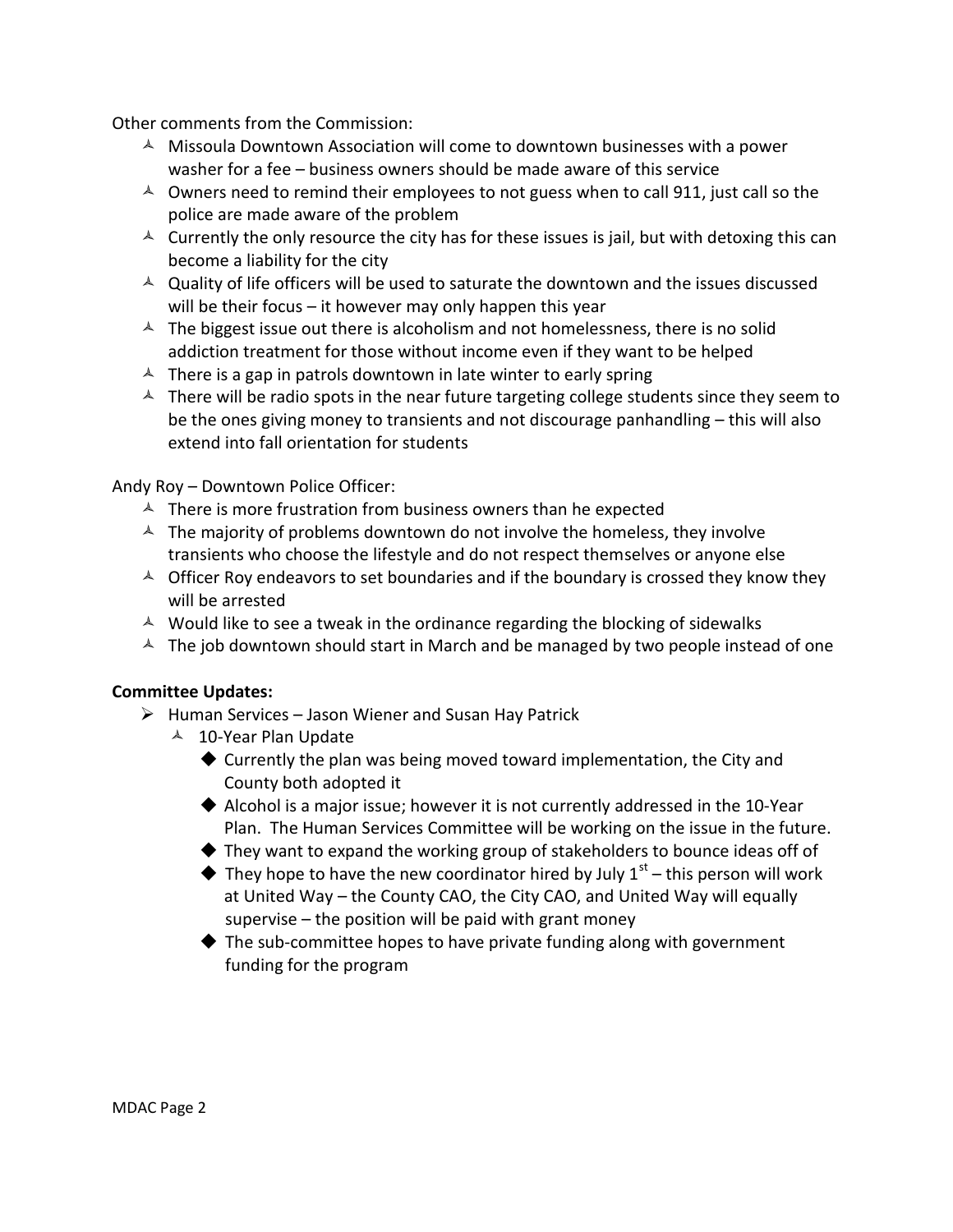Other comments from the Commission:

- Missoula Downtown Association will come to downtown businesses with a power washer for a fee – business owners should be made aware of this service
- Owners need to remind their employees to not guess when to call 911, just call so the police are made aware of the problem
- Currently the only resource the city has for these issues is jail, but with detoxing this can become a liability for the city
- Quality of life officers will be used to saturate the downtown and the issues discussed will be their focus – it however may only happen this year
- The biggest issue out there is alcoholism and not homelessness, there is no solid addiction treatment for those without income even if they want to be helped
- There is a gap in patrols downtown in late winter to early spring
- There will be radio spots in the near future targeting college students since they seem to be the ones giving money to transients and not discourage panhandling – this will also extend into fall orientation for students

Andy Roy – Downtown Police Officer:

- There is more frustration from business owners than he expected
- The majority of problems downtown do not involve the homeless, they involve transients who choose the lifestyle and do not respect themselves or anyone else
- Officer Roy endeavors to set boundaries and if the boundary is crossed they know they will be arrested
- Would like to see a tweak in the ordinance regarding the blocking of sidewalks
- The job downtown should start in March and be managed by two people instead of one

**Committee Updates:**

- Human Services – Jason Wiener and Susan Hay Patrick
  - 10-Year Plan Update
    - Currently the plan was being moved toward implementation, the City and County both adopted it
    - Alcohol is a major issue; however it is not currently addressed in the 10-Year Plan. The Human Services Committee will be working on the issue in the future.
    - They want to expand the working group of stakeholders to bounce ideas off of
    - They hope to have the new coordinator hired by July 1st – this person will work at United Way – the County CAO, the City CAO, and United Way will equally supervise – the position will be paid with grant money
    - The sub-committee hopes to have private funding along with government funding for the program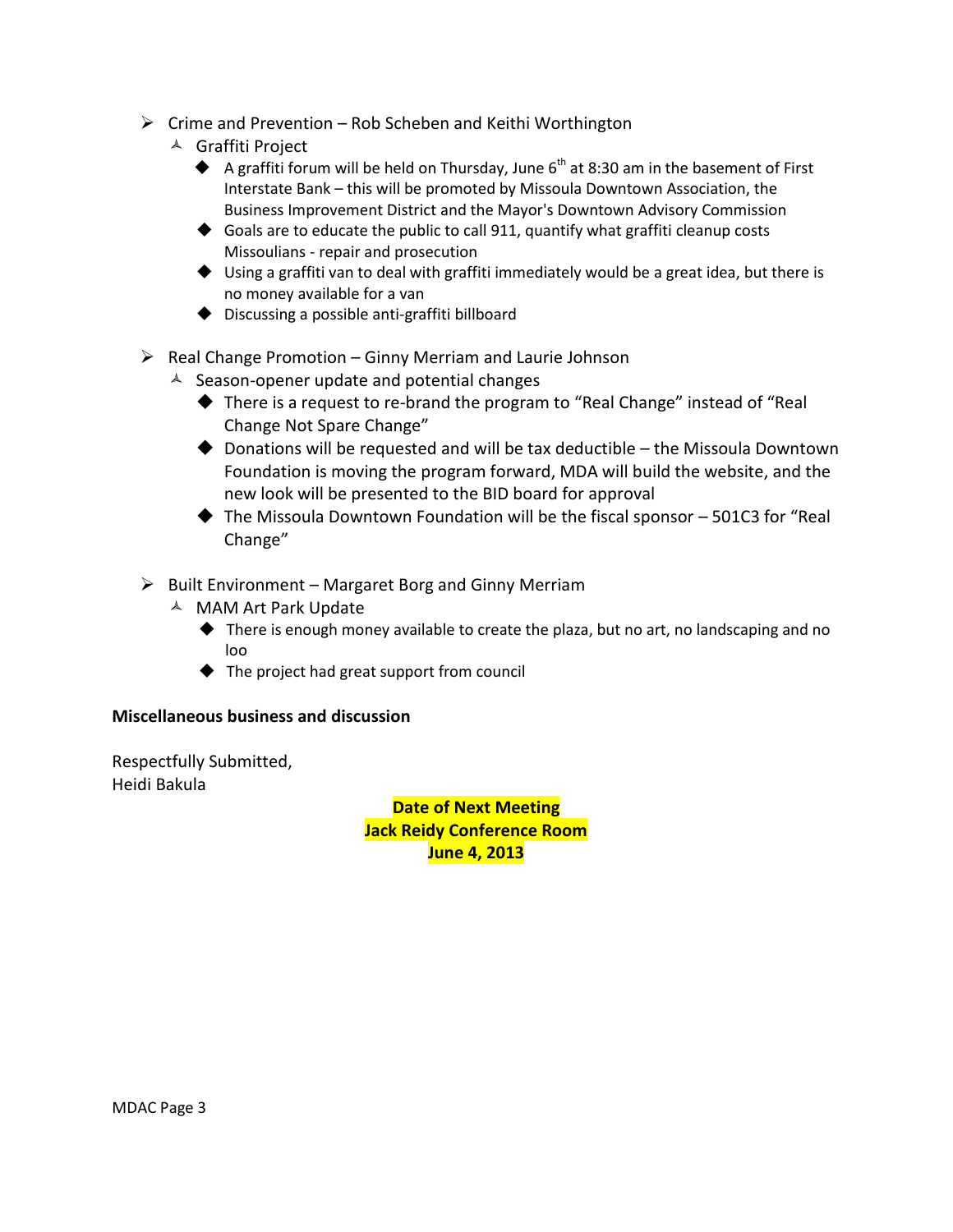- Crime and Prevention – Rob Scheben and Keithi Worthington
  - Graffiti Project
    - A graffiti forum will be held on Thursday, June 6th at 8:30 am in the basement of First Interstate Bank – this will be promoted by Missoula Downtown Association, the Business Improvement District and the Mayor's Downtown Advisory Commission
    - Goals are to educate the public to call 911, quantify what graffiti cleanup costs Missoulians - repair and prosecution
    - Using a graffiti van to deal with graffiti immediately would be a great idea, but there is no money available for a van
    - Discussing a possible anti-graffiti billboard

- Real Change Promotion – Ginny Merriam and Laurie Johnson
  - Season-opener update and potential changes
    - There is a request to re-brand the program to "Real Change" instead of "Real Change Not Spare Change"
    - Donations will be requested and will be tax deductible – the Missoula Downtown Foundation is moving the program forward, MDA will build the website, and the new look will be presented to the BID board for approval
    - The Missoula Downtown Foundation will be the fiscal sponsor – 501C3 for "Real Change"

- Built Environment – Margaret Borg and Ginny Merriam
  - MAM Art Park Update
    - There is enough money available to create the plaza, but no art, no landscaping and no loo
    - The project had great support from council

**Miscellaneous business and discussion**

Respectfully Submitted,
Heidi Bakula

**Date of Next Meeting**
**Jack Reidy Conference Room**
**June 4, 2013**